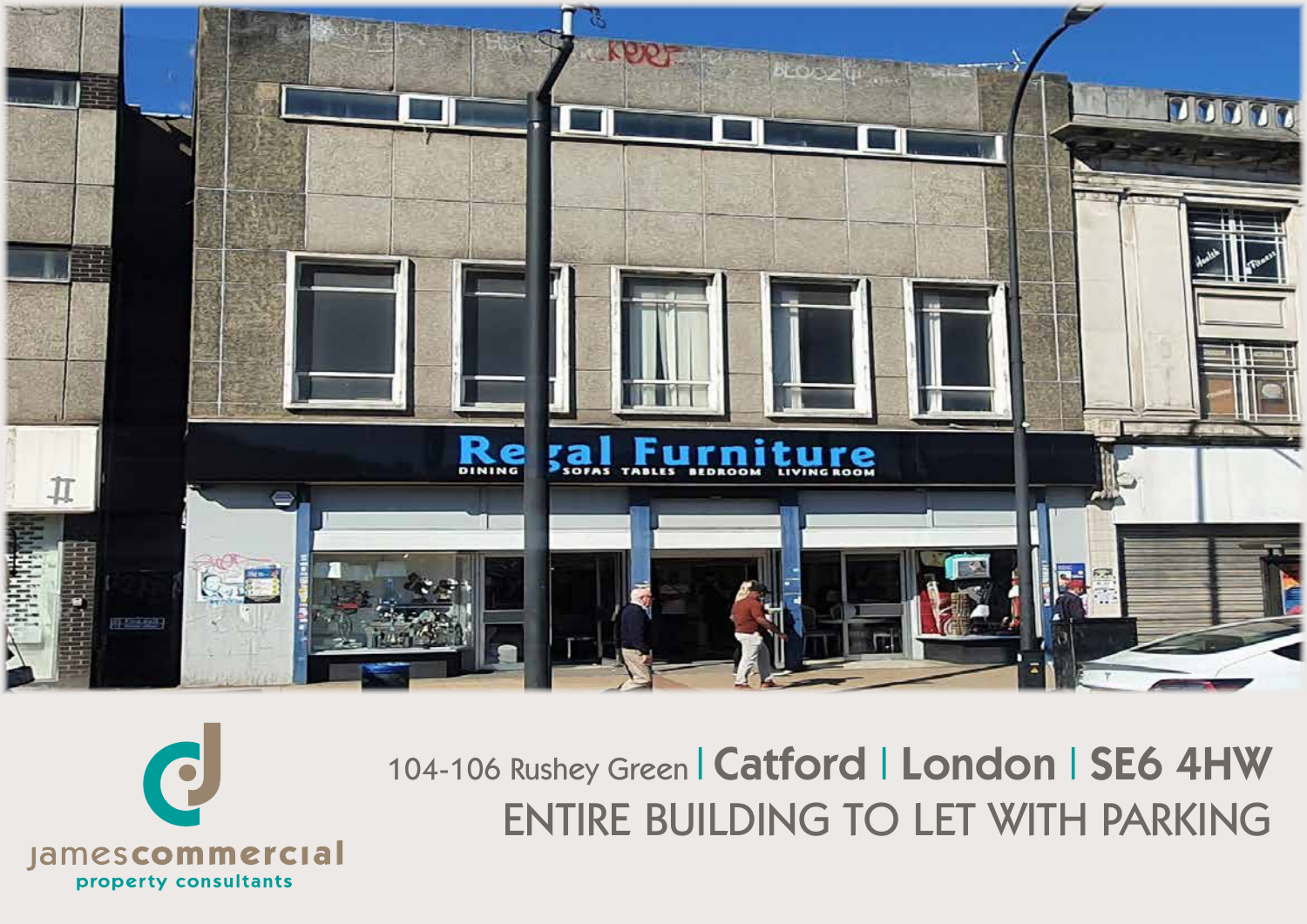jamescommercial
property consultants

# 104-106 Rushey Green | Catford | London | SE6 4HW

## ENTIRE BUILDING TO LET WITH PARKING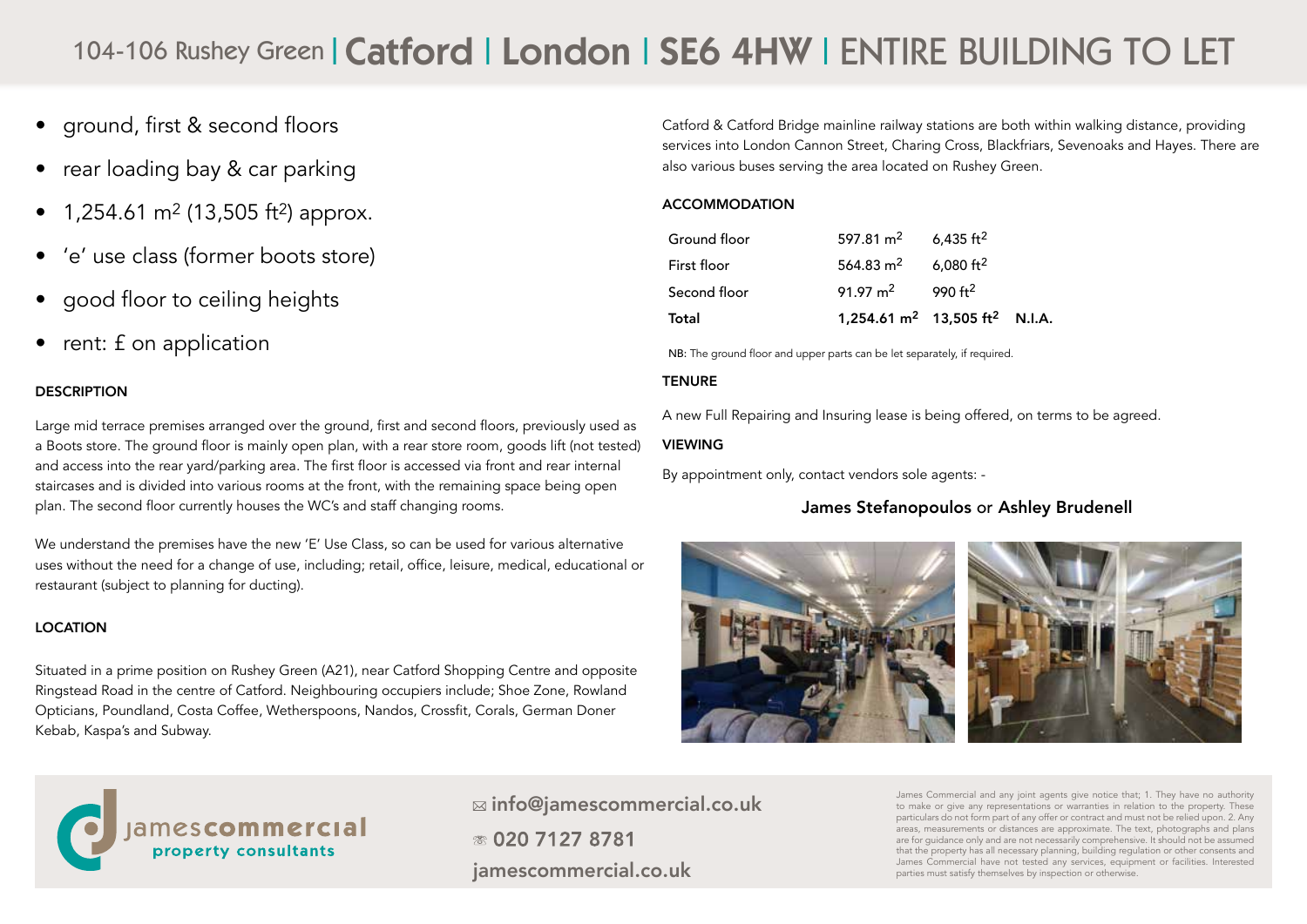# 104-106 Rushey Green | Catford | London | SE6 4HW | ENTIRE BUILDING TO LET

- ground, first & second floors
- rear loading bay & car parking
- 1,254.61 m$^2$ (13,505 ft$^2$) approx.
- 'e' use class (former boots store)
- good floor to ceiling heights
- rent: £ on application

## DESCRIPTION

Large mid terrace premises arranged over the ground, first and second floors, previously used as a Boots store. The ground floor is mainly open plan, with a rear store room, goods lift (not tested) and access into the rear yard/parking area. The first floor is accessed via front and rear internal staircases and is divided into various rooms at the front, with the remaining space being open plan. The second floor currently houses the WC's and staff changing rooms.

We understand the premises have the new 'E' Use Class, so can be used for various alternative uses without the need for a change of use, including; retail, office, leisure, medical, educational or restaurant (subject to planning for ducting).

## LOCATION

Situated in a prime position on Rushey Green (A21), near Catford Shopping Centre and opposite Ringstead Road in the centre of Catford. Neighbouring occupiers include; Shoe Zone, Rowland Opticians, Poundland, Costa Coffee, Wetherspoons, Nandos, Crossfit, Corals, German Doner Kebab, Kaspa's and Subway.

Catford & Catford Bridge mainline railway stations are both within walking distance, providing services into London Cannon Street, Charing Cross, Blackfriars, Sevenoaks and Hayes. There are also various buses serving the area located on Rushey Green.

## ACCOMMODATION

| | | | |
|---|---|---|---|
| Ground floor | 597.81 m$^2$ | 6,435 ft$^2$ | |
| First floor | 564.83 m$^2$ | 6,080 ft$^2$ | |
| Second floor | 91.97 m$^2$ | 990 ft$^2$ | |
| **Total** | **1,254.61 m$^2$** | **13,505 ft$^2$** | **N.I.A.** |

NB: The ground floor and upper parts can be let separately, if required.

## TENURE

A new Full Repairing and Insuring lease is being offered, on terms to be agreed.

## VIEWING

By appointment only, contact vendors sole agents: -

**James Stefanopoulos** or **Ashley Brudenell**

jamescommercial property consultants

info@jamescommercial.co.uk

020 7127 8781

jamescommercial.co.uk

James Commercial and any joint agents give notice that; 1. They have no authority to make or give any representations or warranties in relation to the property. These particulars do not form part of any offer or contract and must not be relied upon. 2. Any areas, measurements or distances are approximate. The text, photographs and plans are for guidance only and are not necessarily comprehensive. It should not be assumed that the property has all necessary planning, building regulation or other consents and James Commercial have not tested any services, equipment or facilities. Interested parties must satisfy themselves by inspection or otherwise.